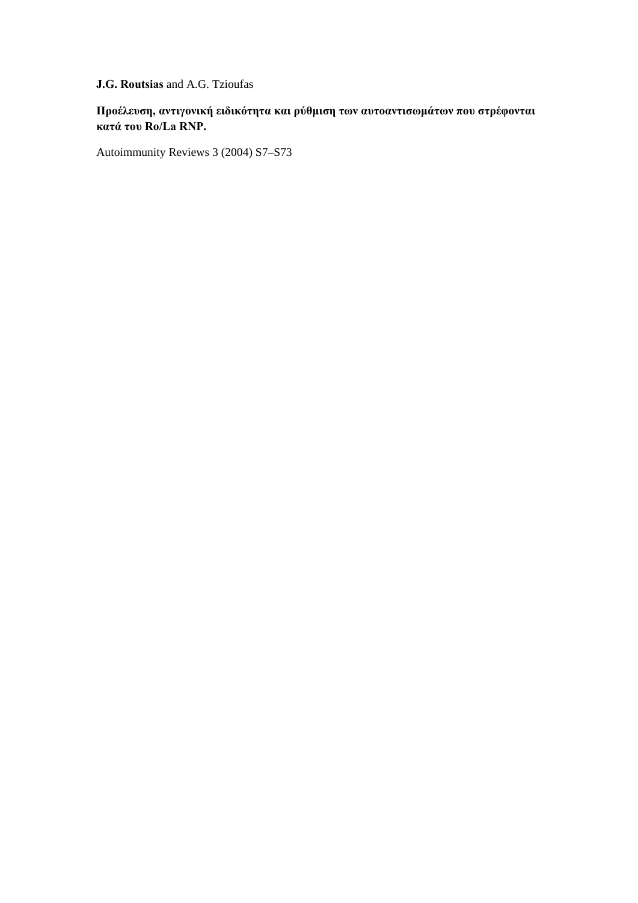**J.G. Routsias** and A.G. Tzioufas

**Προέλευση, αντιγονική ειδικότητα και ρύθμιση των αυτοαντισωμάτων που στρέφονται κατά του Ro/La RNP.**

Autoimmunity Reviews 3 (2004) S7–S73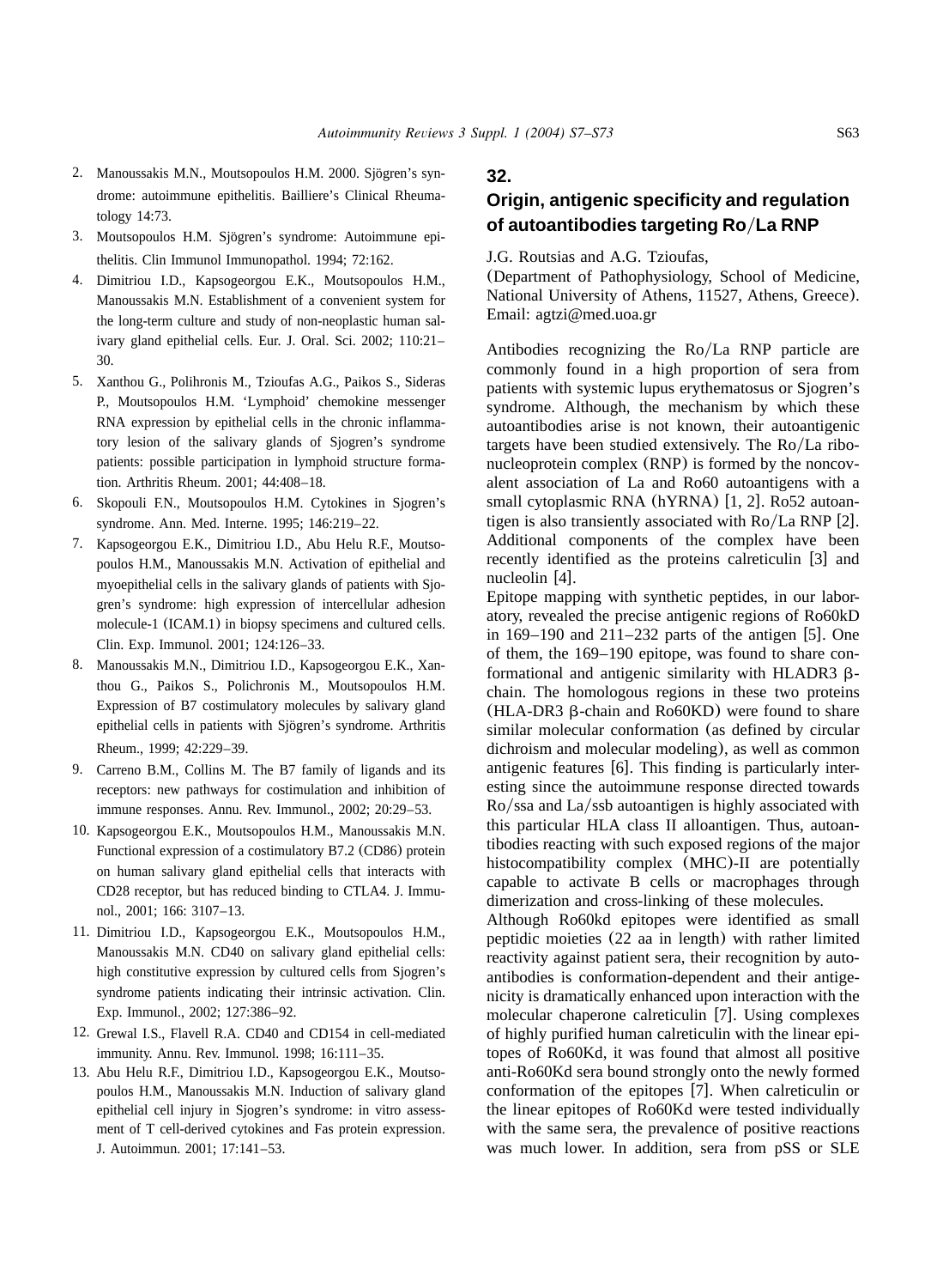2. Manoussakis M.N., Moutsopoulos H.M. 2000. Sjögren's syndrome: autoimmune epithelitis. Bailliere's Clinical Rheumatology 14:73.
3. Moutsopoulos H.M. Sjögren's syndrome: Autoimmune epithelitis. Clin Immunol Immunopathol. 1994; 72:162.
4. Dimitriou I.D., Kapsogeorgou E.K., Moutsopoulos H.M., Manoussakis M.N. Establishment of a convenient system for the long-term culture and study of non-neoplastic human salivary gland epithelial cells. Eur. J. Oral. Sci. 2002; 110:21–30.
5. Xanthou G., Polihronis M., Tzioufas A.G., Paikos S., Sideras P., Moutsopoulos H.M. 'Lymphoid' chemokine messenger RNA expression by epithelial cells in the chronic inflammatory lesion of the salivary glands of Sjogren's syndrome patients: possible participation in lymphoid structure formation. Arthritis Rheum. 2001; 44:408–18.
6. Skopouli F.N., Moutsopoulos H.M. Cytokines in Sjogren's syndrome. Ann. Med. Interne. 1995; 146:219–22.
7. Kapsogeorgou E.K., Dimitriou I.D., Abu Helu R.F., Moutsopoulos H.M., Manoussakis M.N. Activation of epithelial and myoepithelial cells in the salivary glands of patients with Sjogren's syndrome: high expression of intercellular adhesion molecule-1 (ICAM.1) in biopsy specimens and cultured cells. Clin. Exp. Immunol. 2001; 124:126–33.
8. Manoussakis M.N., Dimitriou I.D., Kapsogeorgou E.K., Xanthou G., Paikos S., Polichronis M., Moutsopoulos H.M. Expression of B7 costimulatory molecules by salivary gland epithelial cells in patients with Sjögren's syndrome. Arthritis Rheum., 1999; 42:229–39.
9. Carreno B.M., Collins M. The B7 family of ligands and its receptors: new pathways for costimulation and inhibition of immune responses. Annu. Rev. Immunol., 2002; 20:29–53.
10. Kapsogeorgou E.K., Moutsopoulos H.M., Manoussakis M.N. Functional expression of a costimulatory B7.2 (CD86) protein on human salivary gland epithelial cells that interacts with CD28 receptor, but has reduced binding to CTLA4. J. Immunol., 2001; 166: 3107–13.
11. Dimitriou I.D., Kapsogeorgou E.K., Moutsopoulos H.M., Manoussakis M.N. CD40 on salivary gland epithelial cells: high constitutive expression by cultured cells from Sjogren's syndrome patients indicating their intrinsic activation. Clin. Exp. Immunol., 2002; 127:386–92.
12. Grewal I.S., Flavell R.A. CD40 and CD154 in cell-mediated immunity. Annu. Rev. Immunol. 1998; 16:111–35.
13. Abu Helu R.F., Dimitriou I.D., Kapsogeorgou E.K., Moutsopoulos H.M., Manoussakis M.N. Induction of salivary gland epithelial cell injury in Sjogren's syndrome: in vitro assessment of T cell-derived cytokines and Fas protein expression. J. Autoimmun. 2001; 17:141–53.

## 32.

## Origin, antigenic specificity and regulation of autoantibodies targeting Ro/La RNP

J.G. Routsias and A.G. Tzioufas,
(Department of Pathophysiology, School of Medicine, National University of Athens, 11527, Athens, Greece). Email: agtzi@med.uoa.gr

Antibodies recognizing the Ro/La RNP particle are commonly found in a high proportion of sera from patients with systemic lupus erythematosus or Sjogren's syndrome. Although, the mechanism by which these autoantibodies arise is not known, their autoantigenic targets have been studied extensively. The Ro/La ribonucleoprotein complex (RNP) is formed by the noncovalent association of La and Ro60 autoantigens with a small cytoplasmic RNA (hYRNA) [1, 2]. Ro52 autoantigen is also transiently associated with Ro/La RNP [2]. Additional components of the complex have been recently identified as the proteins calreticulin [3] and nucleolin [4].

Epitope mapping with synthetic peptides, in our laboratory, revealed the precise antigenic regions of Ro60kD in 169–190 and 211–232 parts of the antigen [5]. One of them, the 169–190 epitope, was found to share conformational and antigenic similarity with HLADR3 β-chain. The homologous regions in these two proteins (HLA-DR3 β-chain and Ro60KD) were found to share similar molecular conformation (as defined by circular dichroism and molecular modeling), as well as common antigenic features [6]. This finding is particularly interesting since the autoimmune response directed towards Ro/ssa and La/ssb autoantigen is highly associated with this particular HLA class II alloantigen. Thus, autoantibodies reacting with such exposed regions of the major histocompatibility complex (MHC)-II are potentially capable to activate B cells or macrophages through dimerization and cross-linking of these molecules.

Although Ro60kd epitopes were identified as small peptidic moieties (22 aa in length) with rather limited reactivity against patient sera, their recognition by autoantibodies is conformation-dependent and their antigenicity is dramatically enhanced upon interaction with the molecular chaperone calreticulin [7]. Using complexes of highly purified human calreticulin with the linear epitopes of Ro60Kd, it was found that almost all positive anti-Ro60Kd sera bound strongly onto the newly formed conformation of the epitopes [7]. When calreticulin or the linear epitopes of Ro60Kd were tested individually with the same sera, the prevalence of positive reactions was much lower. In addition, sera from pSS or SLE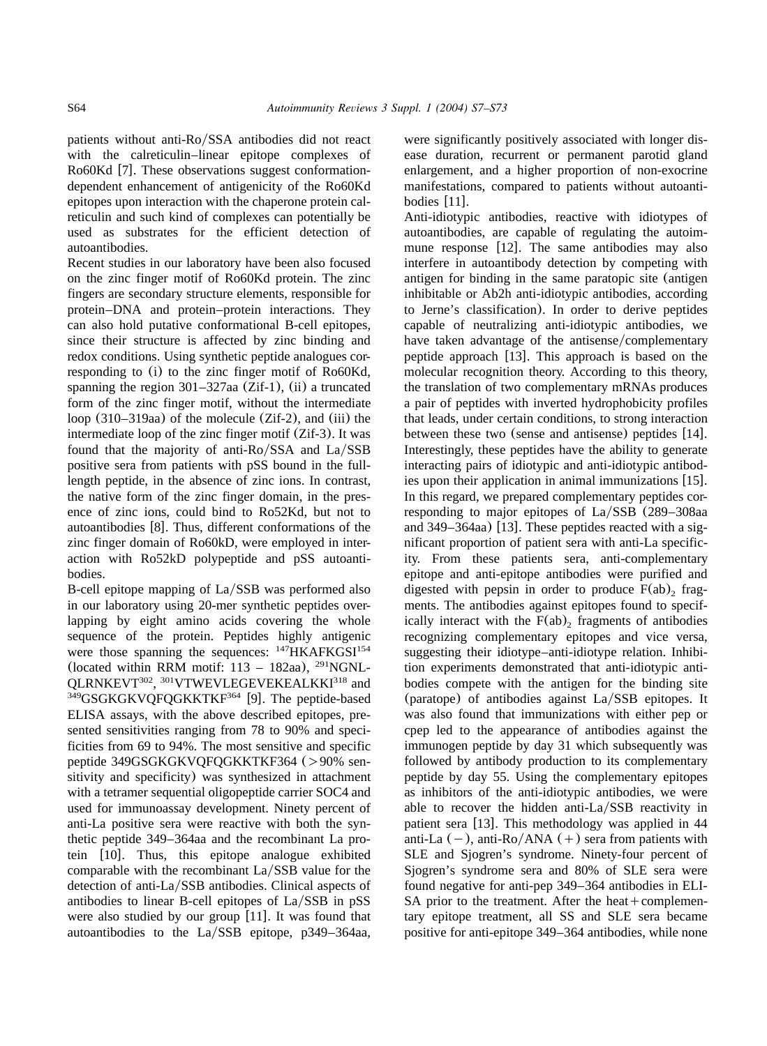patients without anti-Ro/SSA antibodies did not react with the calreticulin–linear epitope complexes of Ro60Kd [7]. These observations suggest conformation-dependent enhancement of antigenicity of the Ro60Kd epitopes upon interaction with the chaperone protein calreticulin and such kind of complexes can potentially be used as substrates for the efficient detection of autoantibodies.

Recent studies in our laboratory have been also focused on the zinc finger motif of Ro60Kd protein. The zinc fingers are secondary structure elements, responsible for protein–DNA and protein–protein interactions. They can also hold putative conformational B-cell epitopes, since their structure is affected by zinc binding and redox conditions. Using synthetic peptide analogues corresponding to (i) to the zinc finger motif of Ro60Kd, spanning the region 301–327aa (Zif-1), (ii) a truncated form of the zinc finger motif, without the intermediate loop (310–319aa) of the molecule (Zif-2), and (iii) the intermediate loop of the zinc finger motif (Zif-3). It was found that the majority of anti-Ro/SSA and La/SSB positive sera from patients with pSS bound in the full-length peptide, in the absence of zinc ions. In contrast, the native form of the zinc finger domain, in the presence of zinc ions, could bind to Ro52Kd, but not to autoantibodies [8]. Thus, different conformations of the zinc finger domain of Ro60kD, were employed in interaction with Ro52kD polypeptide and pSS autoantibodies.

B-cell epitope mapping of La/SSB was performed also in our laboratory using 20-mer synthetic peptides overlapping by eight amino acids covering the whole sequence of the protein. Peptides highly antigenic were those spanning the sequences: $^{147}$HKAFKGSI$^{154}$ (located within RRM motif: 113 – 182aa), $^{291}$NGNLQLRNKEVT$^{302}$, $^{301}$VTWEVLEGEVEKEALKKI$^{318}$ and $^{349}$GSGKGKVQFQGKKTKF$^{364}$ [9]. The peptide-based ELISA assays, with the above described epitopes, presented sensitivities ranging from 78 to 90% and specificities from 69 to 94%. The most sensitive and specific peptide 349GSGKGKVQFQGKKTKF364 (>90% sensitivity and specificity) was synthesized in attachment with a tetramer sequential oligopeptide carrier SOC4 and used for immunoassay development. Ninety percent of anti-La positive sera were reactive with both the synthetic peptide 349–364aa and the recombinant La protein [10]. Thus, this epitope analogue exhibited comparable with the recombinant La/SSB value for the detection of anti-La/SSB antibodies. Clinical aspects of antibodies to linear B-cell epitopes of La/SSB in pSS were also studied by our group [11]. It was found that autoantibodies to the La/SSB epitope, p349–364aa, were significantly positively associated with longer disease duration, recurrent or permanent parotid gland enlargement, and a higher proportion of non-exocrine manifestations, compared to patients without autoantibodies [11].

Anti-idiotypic antibodies, reactive with idiotypes of autoantibodies, are capable of regulating the autoimmune response [12]. The same antibodies may also interfere in autoantibody detection by competing with antigen for binding in the same paratopic site (antigen inhibitable or Ab2h anti-idiotypic antibodies, according to Jerne's classification). In order to derive peptides capable of neutralizing anti-idiotypic antibodies, we have taken advantage of the antisense/complementary peptide approach [13]. This approach is based on the molecular recognition theory. According to this theory, the translation of two complementary mRNAs produces a pair of peptides with inverted hydrophobicity profiles that leads, under certain conditions, to strong interaction between these two (sense and antisense) peptides [14]. Interestingly, these peptides have the ability to generate interacting pairs of idiotypic and anti-idiotypic antibodies upon their application in animal immunizations [15]. In this regard, we prepared complementary peptides corresponding to major epitopes of La/SSB (289–308aa and 349–364aa) [13]. These peptides reacted with a significant proportion of patient sera with anti-La specificity. From these patients sera, anti-complementary epitope and anti-epitope antibodies were purified and digested with pepsin in order to produce $F(ab)_2$ fragments. The antibodies against epitopes found to specifically interact with the $F(ab)_2$ fragments of antibodies recognizing complementary epitopes and vice versa, suggesting their idiotype–anti-idiotype relation. Inhibition experiments demonstrated that anti-idiotypic antibodies compete with the antigen for the binding site (paratope) of antibodies against La/SSB epitopes. It was also found that immunizations with either pep or cpep led to the appearance of antibodies against the immunogen peptide by day 31 which subsequently was followed by antibody production to its complementary peptide by day 55. Using the complementary epitopes as inhibitors of the anti-idiotypic antibodies, we were able to recover the hidden anti-La/SSB reactivity in patient sera [13]. This methodology was applied in 44 anti-La (−), anti-Ro/ANA (+) sera from patients with SLE and Sjogren's syndrome. Ninety-four percent of Sjogren's syndrome sera and 80% of SLE sera were found negative for anti-pep 349–364 antibodies in ELISA prior to the treatment. After the heat + complementary epitope treatment, all SS and SLE sera became positive for anti-epitope 349–364 antibodies, while none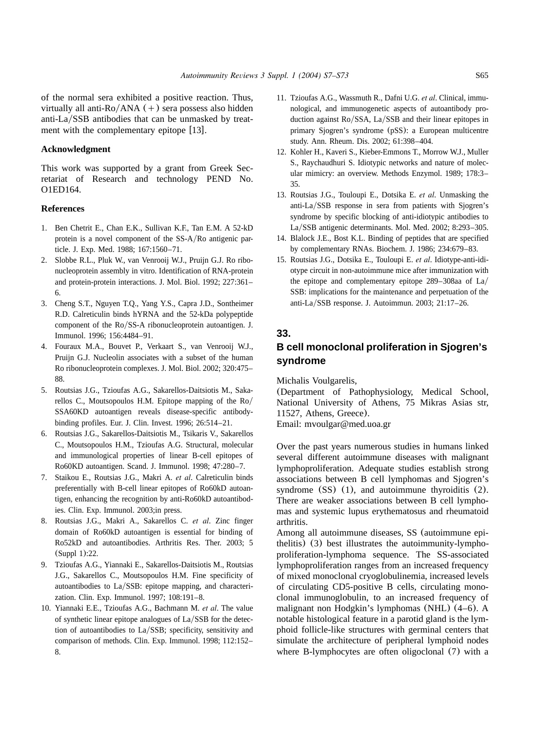of the normal sera exhibited a positive reaction. Thus, virtually all anti-Ro/ANA (+) sera possess also hidden anti-La/SSB antibodies that can be unmasked by treatment with the complementary epitope [13].

### Acknowledgment

This work was supported by a grant from Greek Secretariat of Research and technology PEND No. O1ED164.

### References

1. Ben Chetrit E., Chan E.K., Sullivan K.F., Tan E.M. A 52-kD protein is a novel component of the SS-A/Ro antigenic particle. J. Exp. Med. 1988; 167:1560–71.
2. Slobbe R.L., Pluk W., van Venrooij W.J., Pruijn G.J. Ro ribonucleoprotein assembly in vitro. Identification of RNA-protein and protein-protein interactions. J. Mol. Biol. 1992; 227:361–6.
3. Cheng S.T., Nguyen T.Q., Yang Y.S., Capra J.D., Sontheimer R.D. Calreticulin binds hYRNA and the 52-kDa polypeptide component of the Ro/SS-A ribonucleoprotein autoantigen. J. Immunol. 1996; 156:4484–91.
4. Fouraux M.A., Bouvet P., Verkaart S., van Venrooij W.J., Pruijn G.J. Nucleolin associates with a subset of the human Ro ribonucleoprotein complexes. J. Mol. Biol. 2002; 320:475–88.
5. Routsias J.G., Tzioufas A.G., Sakarellos-Daitsiotis M., Sakarellos C., Moutsopoulos H.M. Epitope mapping of the Ro/SSA60KD autoantigen reveals disease-specific antibody-binding profiles. Eur. J. Clin. Invest. 1996; 26:514–21.
6. Routsias J.G., Sakarellos-Daitsiotis M., Tsikaris V., Sakarellos C., Moutsopoulos H.M., Tzioufas A.G. Structural, molecular and immunological properties of linear B-cell epitopes of Ro60KD autoantigen. Scand. J. Immunol. 1998; 47:280–7.
7. Staikou E., Routsias J.G., Makri A. *et al*. Calreticulin binds preferentially with B-cell linear epitopes of Ro60kD autoantigen, enhancing the recognition by anti-Ro60kD autoantibodies. Clin. Exp. Immunol. 2003;in press.
8. Routsias J.G., Makri A., Sakarellos C. *et al*. Zinc finger domain of Ro60kD autoantigen is essential for binding of Ro52kD and autoantibodies. Arthritis Res. Ther. 2003; 5 (Suppl 1):22.
9. Tzioufas A.G., Yiannaki E., Sakarellos-Daitsiotis M., Routsias J.G., Sakarellos C., Moutsopoulos H.M. Fine specificity of autoantibodies to La/SSB: epitope mapping, and characterization. Clin. Exp. Immunol. 1997; 108:191–8.
10. Yiannaki E.E., Tzioufas A.G., Bachmann M. *et al*. The value of synthetic linear epitope analogues of La/SSB for the detection of autoantibodies to La/SSB; specificity, sensitivity and comparison of methods. Clin. Exp. Immunol. 1998; 112:152–8.
11. Tzioufas A.G., Wassmuth R., Dafni U.G. *et al*. Clinical, immunological, and immunogenetic aspects of autoantibody production against Ro/SSA, La/SSB and their linear epitopes in primary Sjogren's syndrome (pSS): a European multicentre study. Ann. Rheum. Dis. 2002; 61:398–404.
12. Kohler H., Kaveri S., Kieber-Emmons T., Morrow W.J., Muller S., Raychaudhuri S. Idiotypic networks and nature of molecular mimicry: an overview. Methods Enzymol. 1989; 178:3–35.
13. Routsias J.G., Touloupi E., Dotsika E. *et al*. Unmasking the anti-La/SSB response in sera from patients with Sjogren's syndrome by specific blocking of anti-idiotypic antibodies to La/SSB antigenic determinants. Mol. Med. 2002; 8:293–305.
14. Blalock J.E., Bost K.L. Binding of peptides that are specified by complementary RNAs. Biochem. J. 1986; 234:679–83.
15. Routsias J.G., Dotsika E., Touloupi E. *et al*. Idiotype-anti-idiotype circuit in non-autoimmune mice after immunization with the epitope and complementary epitope 289–308aa of La/SSB: implications for the maintenance and perpetuation of the anti-La/SSB response. J. Autoimmun. 2003; 21:17–26.

## 33.

## B cell monoclonal proliferation in Sjogren's syndrome

Michalis Voulgarelis,
(Department of Pathophysiology, Medical School, National University of Athens, 75 Mikras Asias str, 11527, Athens, Greece).
Email: mvoulgar@med.uoa.gr

Over the past years numerous studies in humans linked several different autoimmune diseases with malignant lymphoproliferation. Adequate studies establish strong associations between B cell lymphomas and Sjogren's syndrome (SS) (1), and autoimmune thyroiditis (2). There are weaker associations between B cell lymphomas and systemic lupus erythematosus and rheumatoid arthritis.

Among all autoimmune diseases, SS (autoimmune epithelitis) (3) best illustrates the autoimmunity-lymphoproliferation-lymphoma sequence. The SS-associated lymphoproliferation ranges from an increased frequency of mixed monoclonal cryoglobulinemia, increased levels of circulating CD5-positive B cells, circulating monoclonal immunoglobulin, to an increased frequency of malignant non Hodgkin's lymphomas (NHL) (4–6). A notable histological feature in a parotid gland is the lymphoid follicle-like structures with germinal centers that simulate the architecture of peripheral lymphoid nodes where B-lymphocytes are often oligoclonal (7) with a